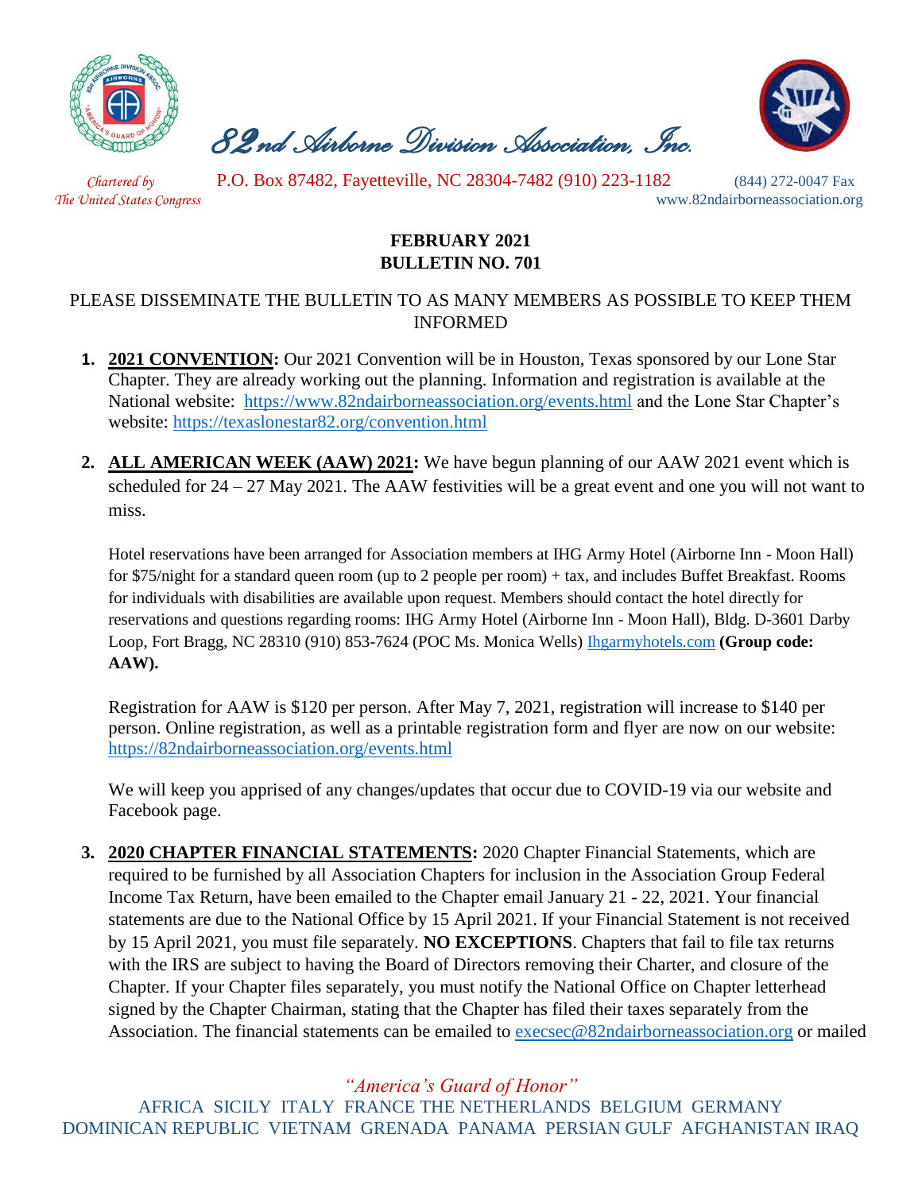# 82nd Airborne Division Association, Inc.

*Chartered by The United States Congress*

P.O. Box 87482, Fayetteville, NC 28304-7482 (910) 223-1182 (844) 272-0047 Fax
www.82ndairborneassociation.org

## FEBRUARY 2021
## BULLETIN NO. 701

PLEASE DISSEMINATE THE BULLETIN TO AS MANY MEMBERS AS POSSIBLE TO KEEP THEM INFORMED

1. **2021 CONVENTION:** Our 2021 Convention will be in Houston, Texas sponsored by our Lone Star Chapter. They are already working out the planning. Information and registration is available at the National website: https://www.82ndairborneassociation.org/events.html and the Lone Star Chapter's website: https://texaslonestar82.org/convention.html

2. **ALL AMERICAN WEEK (AAW) 2021:** We have begun planning of our AAW 2021 event which is scheduled for 24 – 27 May 2021. The AAW festivities will be a great event and one you will not want to miss.

   Hotel reservations have been arranged for Association members at IHG Army Hotel (Airborne Inn - Moon Hall) for $75/night for a standard queen room (up to 2 people per room) + tax, and includes Buffet Breakfast. Rooms for individuals with disabilities are available upon request. Members should contact the hotel directly for reservations and questions regarding rooms: IHG Army Hotel (Airborne Inn - Moon Hall), Bldg. D-3601 Darby Loop, Fort Bragg, NC 28310 (910) 853-7624 (POC Ms. Monica Wells) Ihgarmyhotels.com **(Group code: AAW).**

   Registration for AAW is $120 per person. After May 7, 2021, registration will increase to $140 per person. Online registration, as well as a printable registration form and flyer are now on our website: https://82ndairborneassociation.org/events.html

   We will keep you apprised of any changes/updates that occur due to COVID-19 via our website and Facebook page.

3. **2020 CHAPTER FINANCIAL STATEMENTS:** 2020 Chapter Financial Statements, which are required to be furnished by all Association Chapters for inclusion in the Association Group Federal Income Tax Return, have been emailed to the Chapter email January 21 - 22, 2021. Your financial statements are due to the National Office by 15 April 2021. If your Financial Statement is not received by 15 April 2021, you must file separately. **NO EXCEPTIONS**. Chapters that fail to file tax returns with the IRS are subject to having the Board of Directors removing their Charter, and closure of the Chapter. If your Chapter files separately, you must notify the National Office on Chapter letterhead signed by the Chapter Chairman, stating that the Chapter has filed their taxes separately from the Association. The financial statements can be emailed to execsec@82ndairborneassociation.org or mailed

*"America's Guard of Honor"*

AFRICA SICILY ITALY FRANCE THE NETHERLANDS BELGIUM GERMANY DOMINICAN REPUBLIC VIETNAM GRENADA PANAMA PERSIAN GULF AFGHANISTAN IRAQ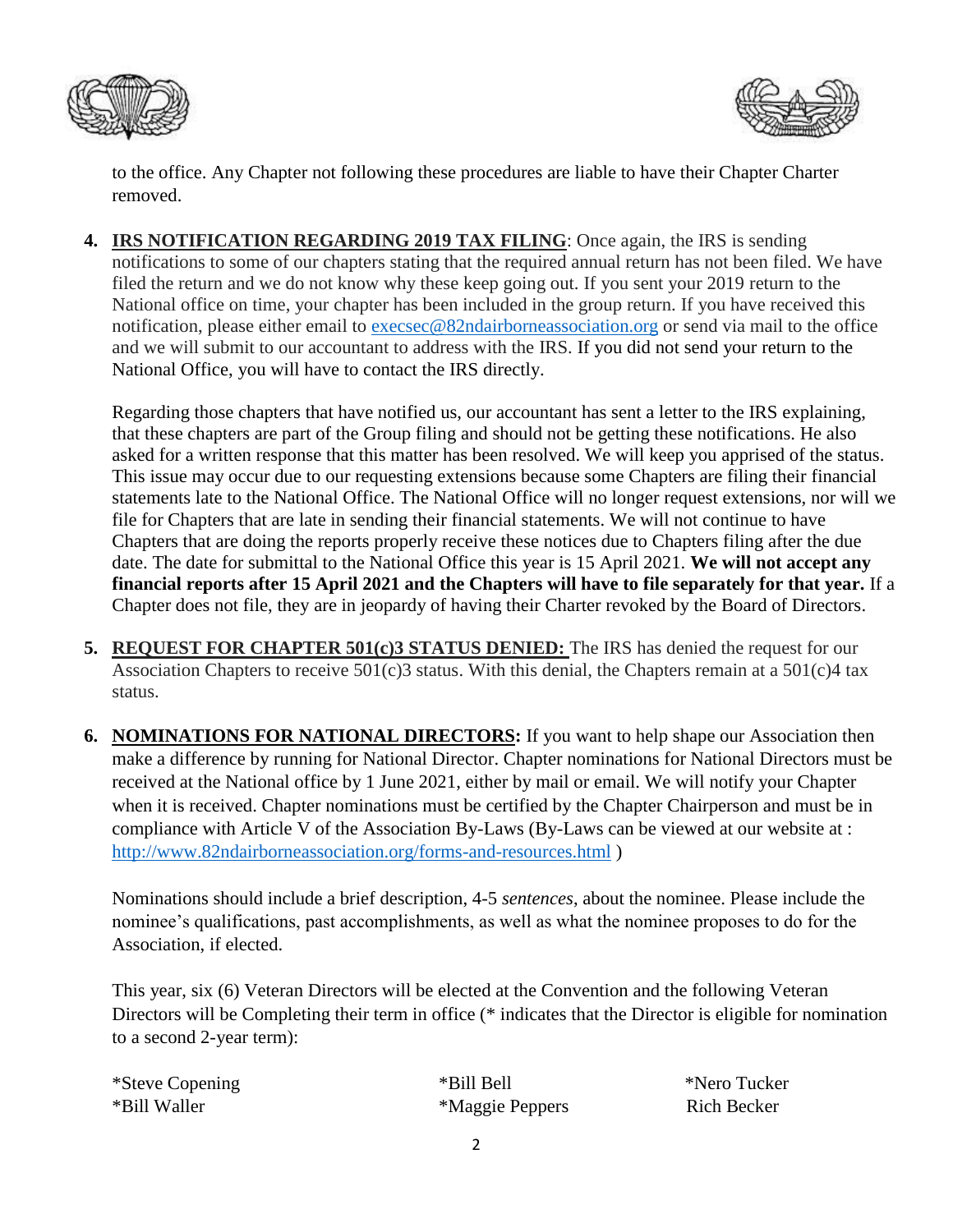to the office. Any Chapter not following these procedures are liable to have their Chapter Charter removed.

4. **IRS NOTIFICATION REGARDING 2019 TAX FILING**: Once again, the IRS is sending notifications to some of our chapters stating that the required annual return has not been filed. We have filed the return and we do not know why these keep going out. If you sent your 2019 return to the National office on time, your chapter has been included in the group return. If you have received this notification, please either email to execsec@82ndairborneassociation.org or send via mail to the office and we will submit to our accountant to address with the IRS. If you did not send your return to the National Office, you will have to contact the IRS directly.

   Regarding those chapters that have notified us, our accountant has sent a letter to the IRS explaining, that these chapters are part of the Group filing and should not be getting these notifications. He also asked for a written response that this matter has been resolved. We will keep you apprised of the status. This issue may occur due to our requesting extensions because some Chapters are filing their financial statements late to the National Office. The National Office will no longer request extensions, nor will we file for Chapters that are late in sending their financial statements. We will not continue to have Chapters that are doing the reports properly receive these notices due to Chapters filing after the due date. The date for submittal to the National Office this year is 15 April 2021. **We will not accept any financial reports after 15 April 2021 and the Chapters will have to file separately for that year.** If a Chapter does not file, they are in jeopardy of having their Charter revoked by the Board of Directors.

5. **REQUEST FOR CHAPTER 501(c)3 STATUS DENIED:** The IRS has denied the request for our Association Chapters to receive 501(c)3 status. With this denial, the Chapters remain at a 501(c)4 tax status.

6. **NOMINATIONS FOR NATIONAL DIRECTORS:** If you want to help shape our Association then make a difference by running for National Director. Chapter nominations for National Directors must be received at the National office by 1 June 2021, either by mail or email. We will notify your Chapter when it is received. Chapter nominations must be certified by the Chapter Chairperson and must be in compliance with Article V of the Association By-Laws (By-Laws can be viewed at our website at : http://www.82ndairborneassociation.org/forms-and-resources.html )

   Nominations should include a brief description, 4-5 *sentences*, about the nominee. Please include the nominee's qualifications, past accomplishments, as well as what the nominee proposes to do for the Association, if elected.

   This year, six (6) Veteran Directors will be elected at the Convention and the following Veteran Directors will be Completing their term in office (* indicates that the Director is eligible for nomination to a second 2-year term):

   *Steve Copening
   *Bill Waller
   *Bill Bell
   *Maggie Peppers
   *Nero Tucker
   Rich Becker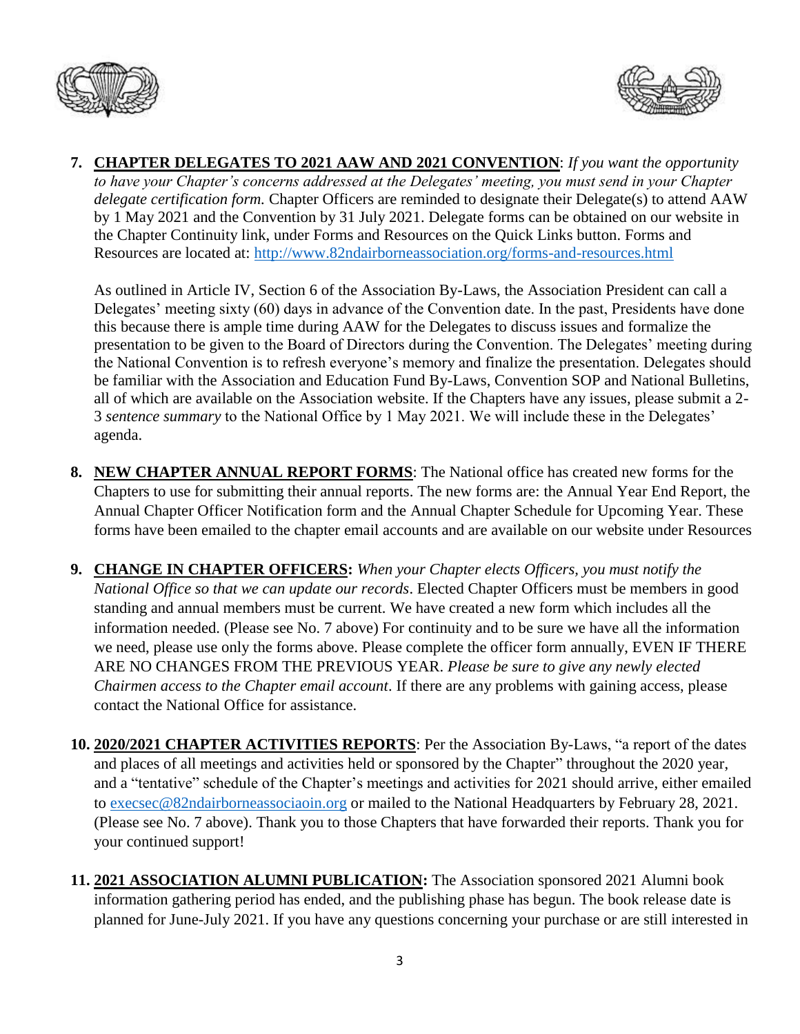7. **CHAPTER DELEGATES TO 2021 AAW AND 2021 CONVENTION**: *If you want the opportunity to have your Chapter's concerns addressed at the Delegates' meeting, you must send in your Chapter delegate certification form.* Chapter Officers are reminded to designate their Delegate(s) to attend AAW by 1 May 2021 and the Convention by 31 July 2021. Delegate forms can be obtained on our website in the Chapter Continuity link, under Forms and Resources on the Quick Links button. Forms and Resources are located at: http://www.82ndairborneassociation.org/forms-and-resources.html

   As outlined in Article IV, Section 6 of the Association By-Laws, the Association President can call a Delegates' meeting sixty (60) days in advance of the Convention date. In the past, Presidents have done this because there is ample time during AAW for the Delegates to discuss issues and formalize the presentation to be given to the Board of Directors during the Convention. The Delegates' meeting during the National Convention is to refresh everyone's memory and finalize the presentation. Delegates should be familiar with the Association and Education Fund By-Laws, Convention SOP and National Bulletins, all of which are available on the Association website. If the Chapters have any issues, please submit a 2-3 *sentence summary* to the National Office by 1 May 2021. We will include these in the Delegates' agenda.

8. **NEW CHAPTER ANNUAL REPORT FORMS**: The National office has created new forms for the Chapters to use for submitting their annual reports. The new forms are: the Annual Year End Report, the Annual Chapter Officer Notification form and the Annual Chapter Schedule for Upcoming Year. These forms have been emailed to the chapter email accounts and are available on our website under Resources

9. **CHANGE IN CHAPTER OFFICERS:** *When your Chapter elects Officers, you must notify the National Office so that we can update our records*. Elected Chapter Officers must be members in good standing and annual members must be current. We have created a new form which includes all the information needed. (Please see No. 7 above) For continuity and to be sure we have all the information we need, please use only the forms above. Please complete the officer form annually, EVEN IF THERE ARE NO CHANGES FROM THE PREVIOUS YEAR. *Please be sure to give any newly elected Chairmen access to the Chapter email account*. If there are any problems with gaining access, please contact the National Office for assistance.

10. **2020/2021 CHAPTER ACTIVITIES REPORTS**: Per the Association By-Laws, "a report of the dates and places of all meetings and activities held or sponsored by the Chapter" throughout the 2020 year, and a "tentative" schedule of the Chapter's meetings and activities for 2021 should arrive, either emailed to execsec@82ndairborneassociaoin.org or mailed to the National Headquarters by February 28, 2021. (Please see No. 7 above). Thank you to those Chapters that have forwarded their reports. Thank you for your continued support!

11. **2021 ASSOCIATION ALUMNI PUBLICATION:** The Association sponsored 2021 Alumni book information gathering period has ended, and the publishing phase has begun. The book release date is planned for June-July 2021. If you have any questions concerning your purchase or are still interested in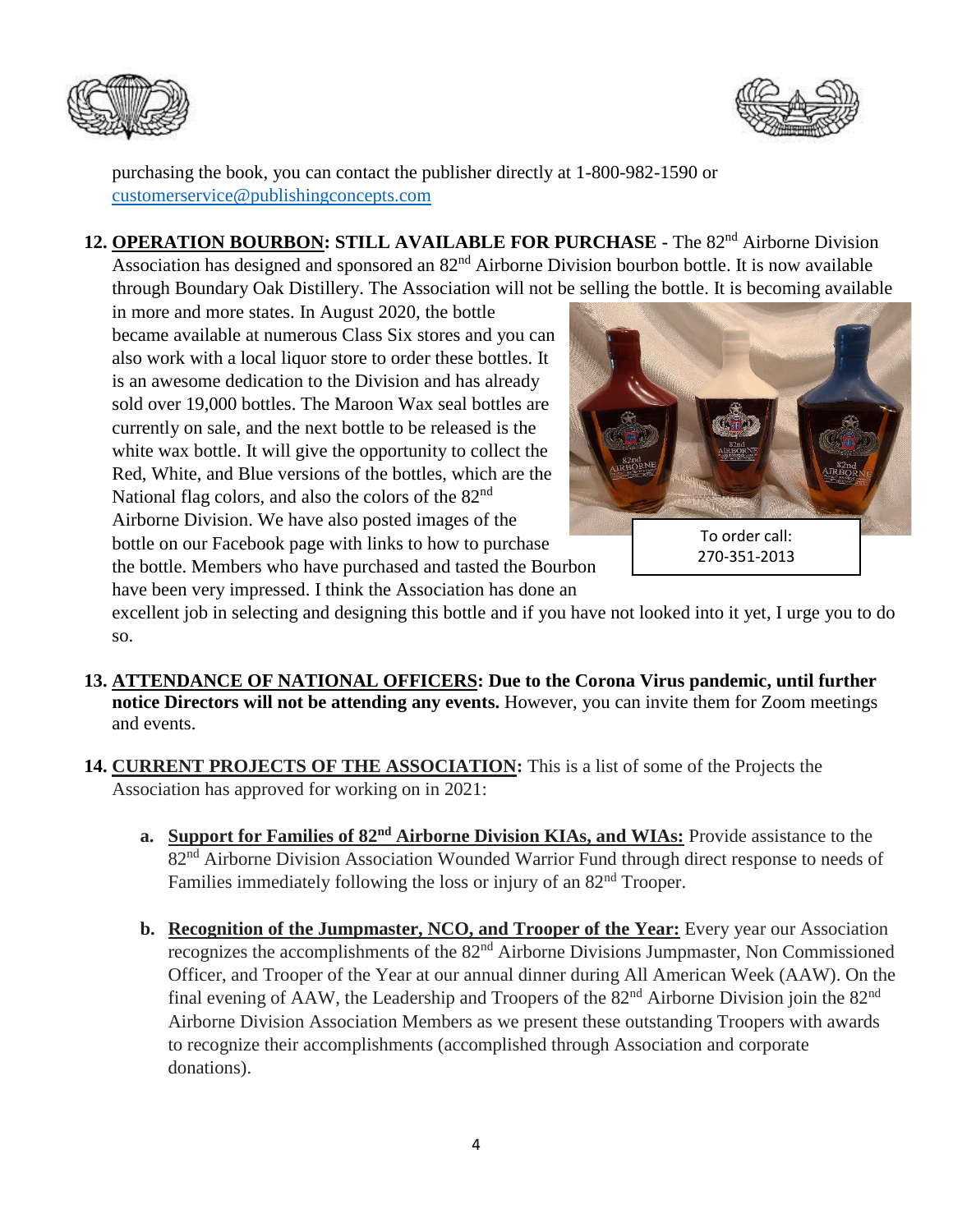purchasing the book, you can contact the publisher directly at 1-800-982-1590 or customerservice@publishingconcepts.com

12. **OPERATION BOURBON: STILL AVAILABLE FOR PURCHASE -** The 82nd Airborne Division Association has designed and sponsored an 82nd Airborne Division bourbon bottle. It is now available through Boundary Oak Distillery. The Association will not be selling the bottle. It is becoming available in more and more states. In August 2020, the bottle became available at numerous Class Six stores and you can also work with a local liquor store to order these bottles. It is an awesome dedication to the Division and has already sold over 19,000 bottles. The Maroon Wax seal bottles are currently on sale, and the next bottle to be released is the white wax bottle. It will give the opportunity to collect the Red, White, and Blue versions of the bottles, which are the National flag colors, and also the colors of the 82nd Airborne Division. We have also posted images of the bottle on our Facebook page with links to how to purchase the bottle. Members who have purchased and tasted the Bourbon have been very impressed. I think the Association has done an excellent job in selecting and designing this bottle and if you have not looked into it yet, I urge you to do so.

To order call: 270-351-2013

13. **ATTENDANCE OF NATIONAL OFFICERS: Due to the Corona Virus pandemic, until further notice Directors will not be attending any events.** However, you can invite them for Zoom meetings and events.

14. **CURRENT PROJECTS OF THE ASSOCIATION:** This is a list of some of the Projects the Association has approved for working on in 2021:

    a. **Support for Families of 82nd Airborne Division KIAs, and WIAs:** Provide assistance to the 82nd Airborne Division Association Wounded Warrior Fund through direct response to needs of Families immediately following the loss or injury of an 82nd Trooper.

    b. **Recognition of the Jumpmaster, NCO, and Trooper of the Year:** Every year our Association recognizes the accomplishments of the 82nd Airborne Divisions Jumpmaster, Non Commissioned Officer, and Trooper of the Year at our annual dinner during All American Week (AAW). On the final evening of AAW, the Leadership and Troopers of the 82nd Airborne Division join the 82nd Airborne Division Association Members as we present these outstanding Troopers with awards to recognize their accomplishments (accomplished through Association and corporate donations).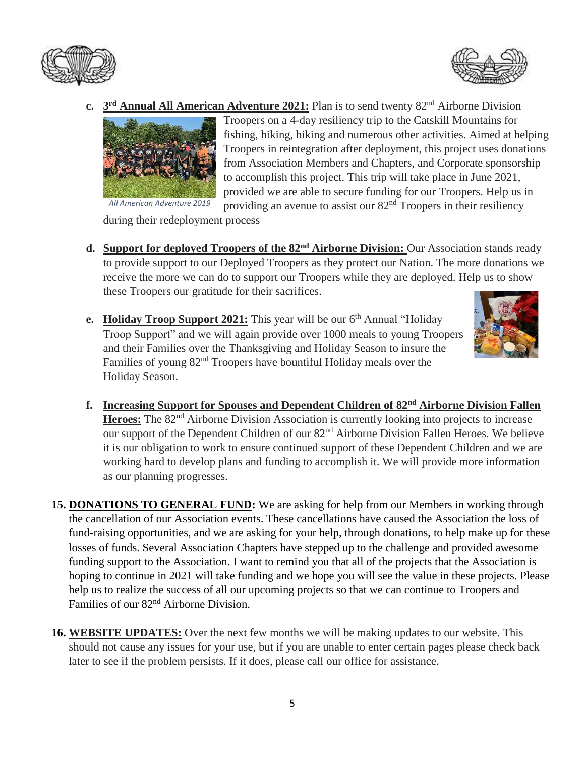c. **3rd Annual All American Adventure 2021:** Plan is to send twenty 82nd Airborne Division Troopers on a 4-day resiliency trip to the Catskill Mountains for fishing, hiking, biking and numerous other activities. Aimed at helping Troopers in reintegration after deployment, this project uses donations from Association Members and Chapters, and Corporate sponsorship to accomplish this project. This trip will take place in June 2021, provided we are able to secure funding for our Troopers. Help us in providing an avenue to assist our 82nd Troopers in their resiliency during their redeployment process

*All American Adventure 2019*

d. **Support for deployed Troopers of the 82nd Airborne Division:** Our Association stands ready to provide support to our Deployed Troopers as they protect our Nation. The more donations we receive the more we can do to support our Troopers while they are deployed. Help us to show these Troopers our gratitude for their sacrifices.

e. **Holiday Troop Support 2021:** This year will be our 6th Annual "Holiday Troop Support" and we will again provide over 1000 meals to young Troopers and their Families over the Thanksgiving and Holiday Season to insure the Families of young 82nd Troopers have bountiful Holiday meals over the Holiday Season.

f. **Increasing Support for Spouses and Dependent Children of 82nd Airborne Division Fallen Heroes:** The 82nd Airborne Division Association is currently looking into projects to increase our support of the Dependent Children of our 82nd Airborne Division Fallen Heroes. We believe it is our obligation to work to ensure continued support of these Dependent Children and we are working hard to develop plans and funding to accomplish it. We will provide more information as our planning progresses.

15. **DONATIONS TO GENERAL FUND:** We are asking for help from our Members in working through the cancellation of our Association events. These cancellations have caused the Association the loss of fund-raising opportunities, and we are asking for your help, through donations, to help make up for these losses of funds. Several Association Chapters have stepped up to the challenge and provided awesome funding support to the Association. I want to remind you that all of the projects that the Association is hoping to continue in 2021 will take funding and we hope you will see the value in these projects. Please help us to realize the success of all our upcoming projects so that we can continue to Troopers and Families of our 82nd Airborne Division.

16. **WEBSITE UPDATES:** Over the next few months we will be making updates to our website. This should not cause any issues for your use, but if you are unable to enter certain pages please check back later to see if the problem persists. If it does, please call our office for assistance.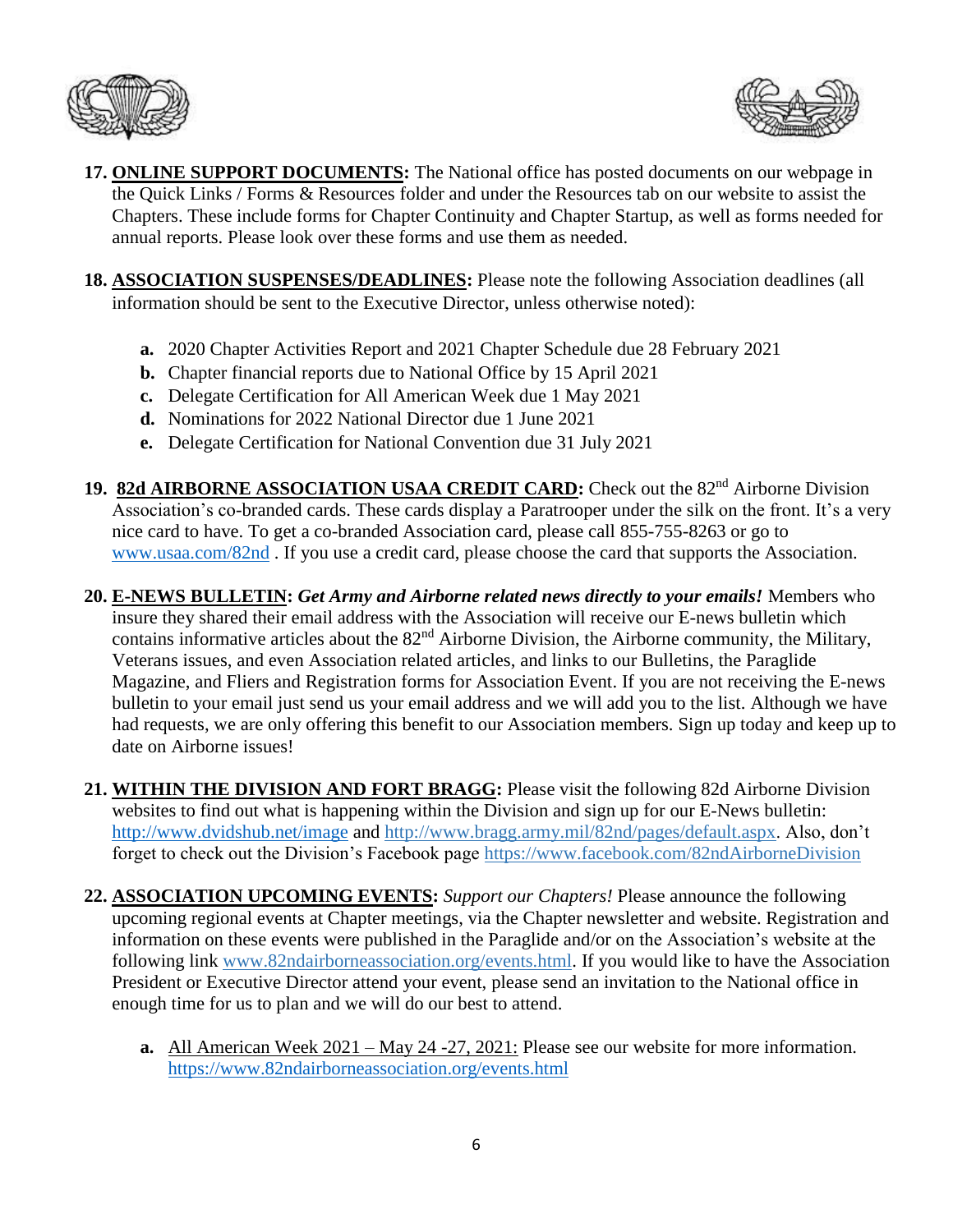17. **<u>ONLINE SUPPORT DOCUMENTS</u>:** The National office has posted documents on our webpage in the Quick Links / Forms & Resources folder and under the Resources tab on our website to assist the Chapters. These include forms for Chapter Continuity and Chapter Startup, as well as forms needed for annual reports. Please look over these forms and use them as needed.

18. **<u>ASSOCIATION SUSPENSES/DEADLINES</u>:** Please note the following Association deadlines (all information should be sent to the Executive Director, unless otherwise noted):

    **a.** 2020 Chapter Activities Report and 2021 Chapter Schedule due 28 February 2021
    **b.** Chapter financial reports due to National Office by 15 April 2021
    **c.** Delegate Certification for All American Week due 1 May 2021
    **d.** Nominations for 2022 National Director due 1 June 2021
    **e.** Delegate Certification for National Convention due 31 July 2021

19. **<u>82d AIRBORNE ASSOCIATION USAA CREDIT CARD</u>:** Check out the 82nd Airborne Division Association's co-branded cards. These cards display a Paratrooper under the silk on the front. It's a very nice card to have. To get a co-branded Association card, please call 855-755-8263 or go to www.usaa.com/82nd . If you use a credit card, please choose the card that supports the Association.

20. **<u>E-NEWS BULLETIN</u>:** ***Get Army and Airborne related news directly to your emails!*** Members who insure they shared their email address with the Association will receive our E-news bulletin which contains informative articles about the 82nd Airborne Division, the Airborne community, the Military, Veterans issues, and even Association related articles, and links to our Bulletins, the Paraglide Magazine, and Fliers and Registration forms for Association Event. If you are not receiving the E-news bulletin to your email just send us your email address and we will add you to the list. Although we have had requests, we are only offering this benefit to our Association members. Sign up today and keep up to date on Airborne issues!

21. **<u>WITHIN THE DIVISION AND FORT BRAGG</u>:** Please visit the following 82d Airborne Division websites to find out what is happening within the Division and sign up for our E-News bulletin: http://www.dvidshub.net/image and http://www.bragg.army.mil/82nd/pages/default.aspx. Also, don't forget to check out the Division's Facebook page https://www.facebook.com/82ndAirborneDivision

22. **<u>ASSOCIATION UPCOMING EVENTS</u>:** *Support our Chapters!* Please announce the following upcoming regional events at Chapter meetings, via the Chapter newsletter and website. Registration and information on these events were published in the Paraglide and/or on the Association's website at the following link www.82ndairborneassociation.org/events.html. If you would like to have the Association President or Executive Director attend your event, please send an invitation to the National office in enough time for us to plan and we will do our best to attend.

    **a.** <u>All American Week 2021 – May 24 -27, 2021:</u> Please see our website for more information. https://www.82ndairborneassociation.org/events.html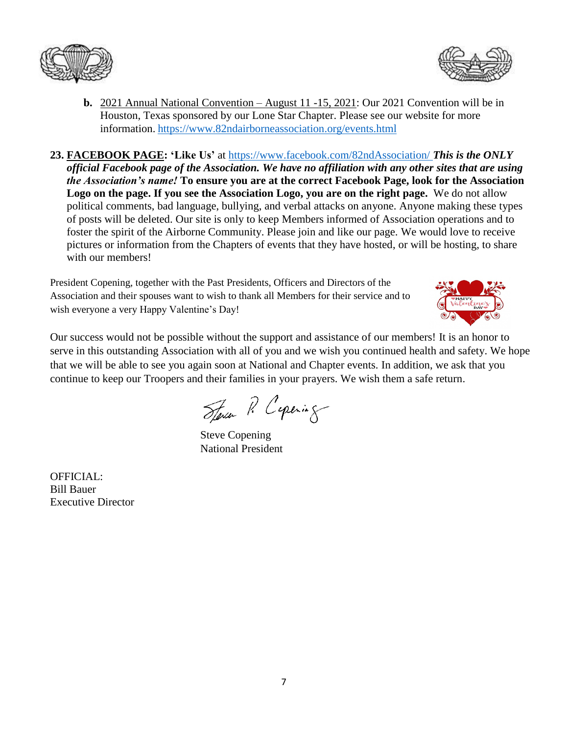**b.** 2021 Annual National Convention – August 11 -15, 2021: Our 2021 Convention will be in Houston, Texas sponsored by our Lone Star Chapter. Please see our website for more information. https://www.82ndairborneassociation.org/events.html

**23. FACEBOOK PAGE: 'Like Us'** at https://www.facebook.com/82ndAssociation/ ***This is the ONLY official Facebook page of the Association. We have no affiliation with any other sites that are using the Association's name!*** **To ensure you are at the correct Facebook Page, look for the Association Logo on the page. If you see the Association Logo, you are on the right page.** We do not allow political comments, bad language, bullying, and verbal attacks on anyone. Anyone making these types of posts will be deleted. Our site is only to keep Members informed of Association operations and to foster the spirit of the Airborne Community. Please join and like our page. We would love to receive pictures or information from the Chapters of events that they have hosted, or will be hosting, to share with our members!

President Copening, together with the Past Presidents, Officers and Directors of the Association and their spouses want to wish to thank all Members for their service and to wish everyone a very Happy Valentine's Day!

Our success would not be possible without the support and assistance of our members! It is an honor to serve in this outstanding Association with all of you and we wish you continued health and safety. We hope that we will be able to see you again soon at National and Chapter events. In addition, we ask that you continue to keep our Troopers and their families in your prayers. We wish them a safe return.

Steve Copening
National President

OFFICIAL:
Bill Bauer
Executive Director